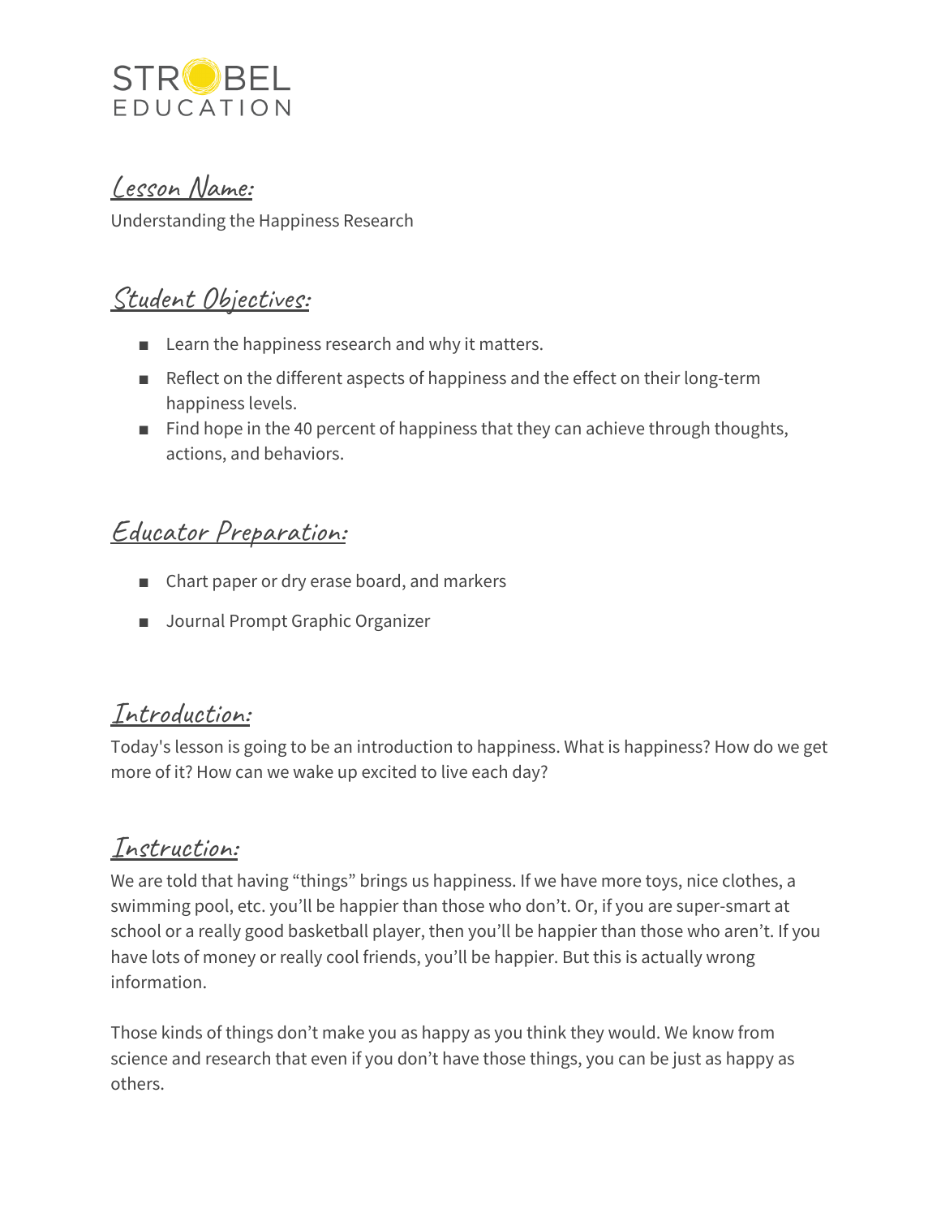STROBEL
EDUCATION

## Lesson Name:

Understanding the Happiness Research

## Student Objectives:

- Learn the happiness research and why it matters.
- Reflect on the different aspects of happiness and the effect on their long-term happiness levels.
- Find hope in the 40 percent of happiness that they can achieve through thoughts, actions, and behaviors.

## Educator Preparation:

- Chart paper or dry erase board, and markers
- Journal Prompt Graphic Organizer

## Introduction:

Today's lesson is going to be an introduction to happiness. What is happiness? How do we get more of it? How can we wake up excited to live each day?

## Instruction:

We are told that having "things" brings us happiness. If we have more toys, nice clothes, a swimming pool, etc. you'll be happier than those who don't. Or, if you are super-smart at school or a really good basketball player, then you'll be happier than those who aren't. If you have lots of money or really cool friends, you'll be happier. But this is actually wrong information.

Those kinds of things don't make you as happy as you think they would. We know from science and research that even if you don't have those things, you can be just as happy as others.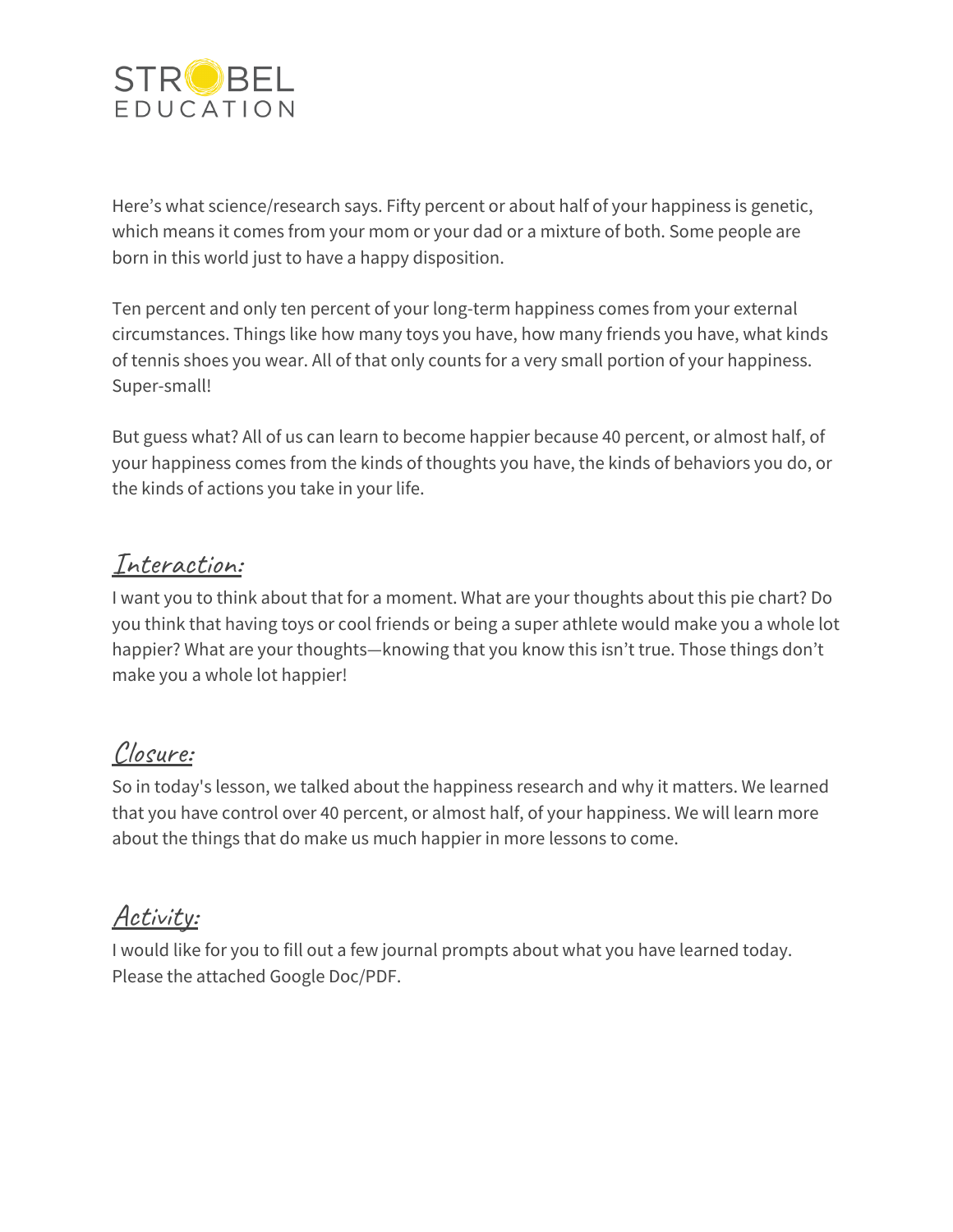Here's what science/research says. Fifty percent or about half of your happiness is genetic, which means it comes from your mom or your dad or a mixture of both. Some people are born in this world just to have a happy disposition.

Ten percent and only ten percent of your long-term happiness comes from your external circumstances. Things like how many toys you have, how many friends you have, what kinds of tennis shoes you wear. All of that only counts for a very small portion of your happiness. Super-small!

But guess what? All of us can learn to become happier because 40 percent, or almost half, of your happiness comes from the kinds of thoughts you have, the kinds of behaviors you do, or the kinds of actions you take in your life.

## Interaction:

I want you to think about that for a moment. What are your thoughts about this pie chart? Do you think that having toys or cool friends or being a super athlete would make you a whole lot happier? What are your thoughts—knowing that you know this isn't true. Those things don't make you a whole lot happier!

## Closure:

So in today's lesson, we talked about the happiness research and why it matters. We learned that you have control over 40 percent, or almost half, of your happiness. We will learn more about the things that do make us much happier in more lessons to come.

## Activity:

I would like for you to fill out a few journal prompts about what you have learned today. Please the attached Google Doc/PDF.